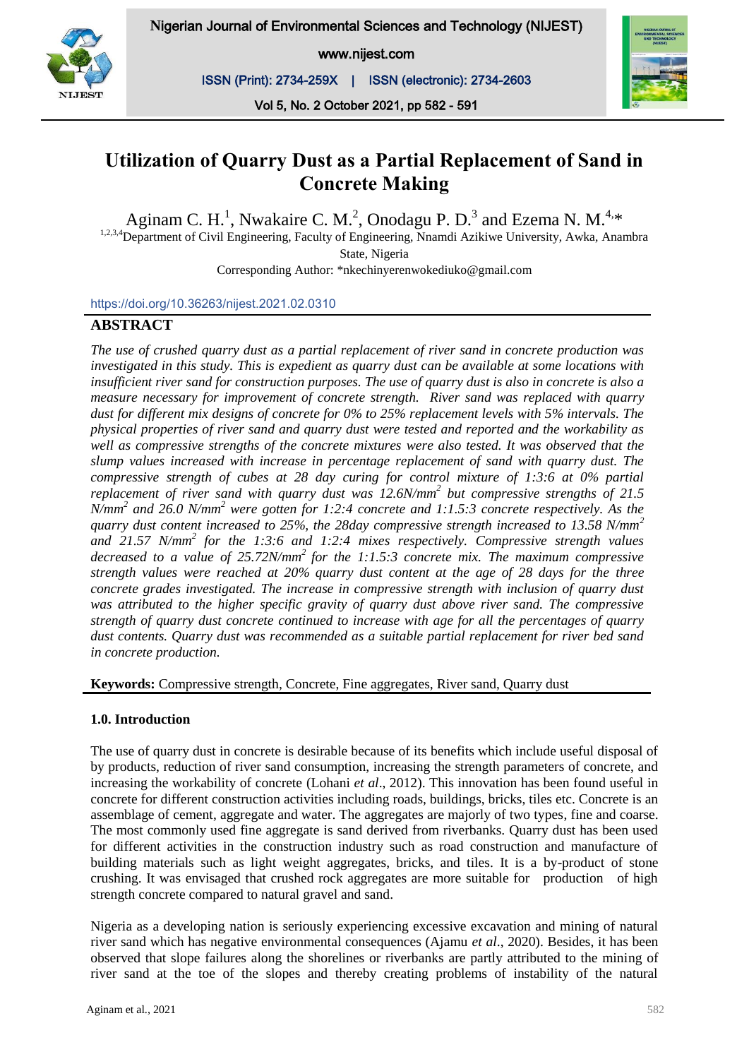# Utilization of Quarry Dust as a Partial Replacement of Sand in Concrete Making

Aginam C. H.[1], Nwakaire C. M.[2], Onodagu P. D.[3] and Ezema N. M.[4,*]

[1,2,3,4]Department of Civil Engineering, Faculty of Engineering, Nnamdi Azikiwe University, Awka, Anambra State, Nigeria

Corresponding Author: *nkechinyerenwokediuko@gmail.com

https://doi.org/10.36263/nijest.2021.02.0310

## ABSTRACT

*The use of crushed quarry dust as a partial replacement of river sand in concrete production was investigated in this study. This is expedient as quarry dust can be available at some locations with insufficient river sand for construction purposes. The use of quarry dust is also in concrete is also a measure necessary for improvement of concrete strength. River sand was replaced with quarry dust for different mix designs of concrete for 0% to 25% replacement levels with 5% intervals. The physical properties of river sand and quarry dust were tested and reported and the workability as well as compressive strengths of the concrete mixtures were also tested. It was observed that the slump values increased with increase in percentage replacement of sand with quarry dust. The compressive strength of cubes at 28 day curing for control mixture of 1:3:6 at 0% partial replacement of river sand with quarry dust was 12.6N/mm$^2$ but compressive strengths of 21.5 N/mm$^2$ and 26.0 N/mm$^2$ were gotten for 1:2:4 concrete and 1:1.5:3 concrete respectively. As the quarry dust content increased to 25%, the 28day compressive strength increased to 13.58 N/mm$^2$ and 21.57 N/mm$^2$ for the 1:3:6 and 1:2:4 mixes respectively. Compressive strength values decreased to a value of 25.72N/mm$^2$ for the 1:1.5:3 concrete mix. The maximum compressive strength values were reached at 20% quarry dust content at the age of 28 days for the three concrete grades investigated. The increase in compressive strength with inclusion of quarry dust was attributed to the higher specific gravity of quarry dust above river sand. The compressive strength of quarry dust concrete continued to increase with age for all the percentages of quarry dust contents. Quarry dust was recommended as a suitable partial replacement for river bed sand in concrete production.*

**Keywords:** Compressive strength, Concrete, Fine aggregates, River sand, Quarry dust

### 1.0. Introduction

The use of quarry dust in concrete is desirable because of its benefits which include useful disposal of by products, reduction of river sand consumption, increasing the strength parameters of concrete, and increasing the workability of concrete (Lohani *et al*., 2012). This innovation has been found useful in concrete for different construction activities including roads, buildings, bricks, tiles etc. Concrete is an assemblage of cement, aggregate and water. The aggregates are majorly of two types, fine and coarse. The most commonly used fine aggregate is sand derived from riverbanks. Quarry dust has been used for different activities in the construction industry such as road construction and manufacture of building materials such as light weight aggregates, bricks, and tiles. It is a by-product of stone crushing. It was envisaged that crushed rock aggregates are more suitable for production of high strength concrete compared to natural gravel and sand.

Nigeria as a developing nation is seriously experiencing excessive excavation and mining of natural river sand which has negative environmental consequences (Ajamu *et al*., 2020). Besides, it has been observed that slope failures along the shorelines or riverbanks are partly attributed to the mining of river sand at the toe of the slopes and thereby creating problems of instability of the natural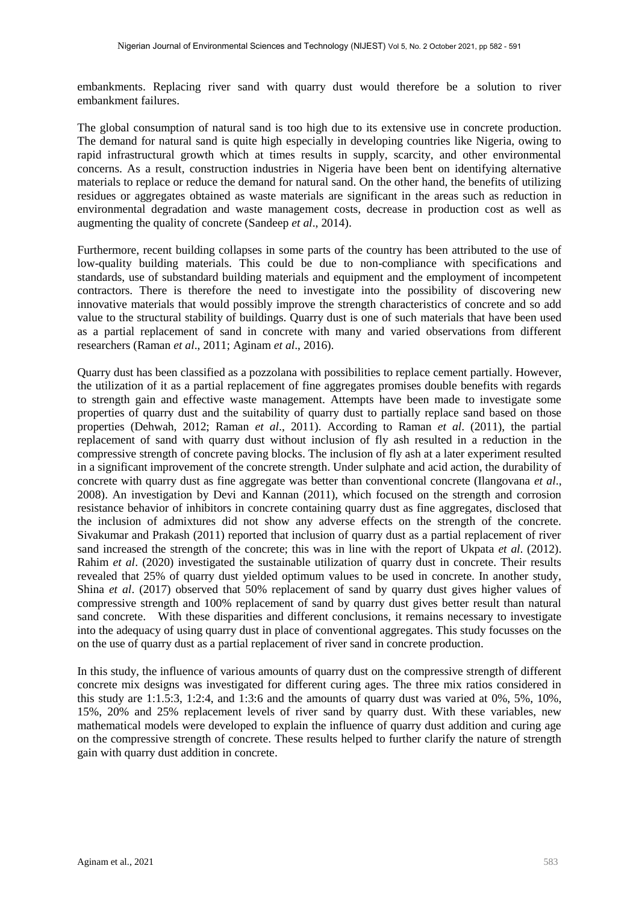embankments. Replacing river sand with quarry dust would therefore be a solution to river embankment failures.

The global consumption of natural sand is too high due to its extensive use in concrete production. The demand for natural sand is quite high especially in developing countries like Nigeria, owing to rapid infrastructural growth which at times results in supply, scarcity, and other environmental concerns. As a result, construction industries in Nigeria have been bent on identifying alternative materials to replace or reduce the demand for natural sand. On the other hand, the benefits of utilizing residues or aggregates obtained as waste materials are significant in the areas such as reduction in environmental degradation and waste management costs, decrease in production cost as well as augmenting the quality of concrete (Sandeep *et al*., 2014).

Furthermore, recent building collapses in some parts of the country has been attributed to the use of low-quality building materials. This could be due to non-compliance with specifications and standards, use of substandard building materials and equipment and the employment of incompetent contractors. There is therefore the need to investigate into the possibility of discovering new innovative materials that would possibly improve the strength characteristics of concrete and so add value to the structural stability of buildings. Quarry dust is one of such materials that have been used as a partial replacement of sand in concrete with many and varied observations from different researchers (Raman *et al*., 2011; Aginam *et al*., 2016).

Quarry dust has been classified as a pozzolana with possibilities to replace cement partially. However, the utilization of it as a partial replacement of fine aggregates promises double benefits with regards to strength gain and effective waste management. Attempts have been made to investigate some properties of quarry dust and the suitability of quarry dust to partially replace sand based on those properties (Dehwah, 2012; Raman *et al*., 2011). According to Raman *et al*. (2011), the partial replacement of sand with quarry dust without inclusion of fly ash resulted in a reduction in the compressive strength of concrete paving blocks. The inclusion of fly ash at a later experiment resulted in a significant improvement of the concrete strength. Under sulphate and acid action, the durability of concrete with quarry dust as fine aggregate was better than conventional concrete (Ilangovana *et al*., 2008). An investigation by Devi and Kannan (2011), which focused on the strength and corrosion resistance behavior of inhibitors in concrete containing quarry dust as fine aggregates, disclosed that the inclusion of admixtures did not show any adverse effects on the strength of the concrete. Sivakumar and Prakash (2011) reported that inclusion of quarry dust as a partial replacement of river sand increased the strength of the concrete; this was in line with the report of Ukpata *et al*. (2012). Rahim *et al*. (2020) investigated the sustainable utilization of quarry dust in concrete. Their results revealed that 25% of quarry dust yielded optimum values to be used in concrete. In another study, Shina *et al*. (2017) observed that 50% replacement of sand by quarry dust gives higher values of compressive strength and 100% replacement of sand by quarry dust gives better result than natural sand concrete. With these disparities and different conclusions, it remains necessary to investigate into the adequacy of using quarry dust in place of conventional aggregates. This study focusses on the on the use of quarry dust as a partial replacement of river sand in concrete production.

In this study, the influence of various amounts of quarry dust on the compressive strength of different concrete mix designs was investigated for different curing ages. The three mix ratios considered in this study are 1:1.5:3, 1:2:4, and 1:3:6 and the amounts of quarry dust was varied at 0%, 5%, 10%, 15%, 20% and 25% replacement levels of river sand by quarry dust. With these variables, new mathematical models were developed to explain the influence of quarry dust addition and curing age on the compressive strength of concrete. These results helped to further clarify the nature of strength gain with quarry dust addition in concrete.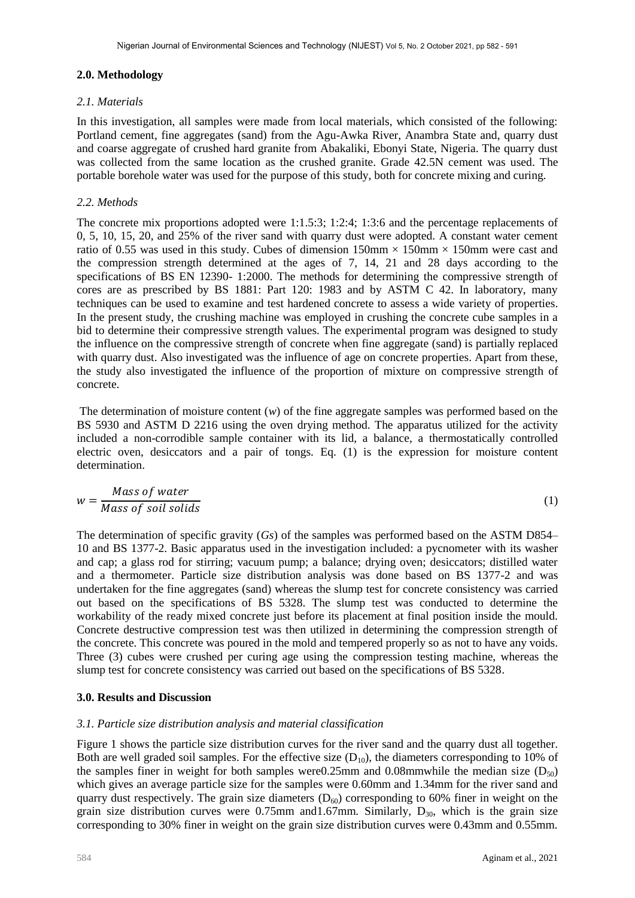## 2.0. Methodology

### *2.1. Materials*

In this investigation, all samples were made from local materials, which consisted of the following: Portland cement, fine aggregates (sand) from the Agu-Awka River, Anambra State and, quarry dust and coarse aggregate of crushed hard granite from Abakaliki, Ebonyi State, Nigeria. The quarry dust was collected from the same location as the crushed granite. Grade 42.5N cement was used. The portable borehole water was used for the purpose of this study, both for concrete mixing and curing.

### *2.2. Methods*

The concrete mix proportions adopted were 1:1.5:3; 1:2:4; 1:3:6 and the percentage replacements of 0, 5, 10, 15, 20, and 25% of the river sand with quarry dust were adopted. A constant water cement ratio of 0.55 was used in this study. Cubes of dimension 150mm × 150mm × 150mm were cast and the compression strength determined at the ages of 7, 14, 21 and 28 days according to the specifications of BS EN 12390- 1:2000. The methods for determining the compressive strength of cores are as prescribed by BS 1881: Part 120: 1983 and by ASTM C 42. In laboratory, many techniques can be used to examine and test hardened concrete to assess a wide variety of properties. In the present study, the crushing machine was employed in crushing the concrete cube samples in a bid to determine their compressive strength values. The experimental program was designed to study the influence on the compressive strength of concrete when fine aggregate (sand) is partially replaced with quarry dust. Also investigated was the influence of age on concrete properties. Apart from these, the study also investigated the influence of the proportion of mixture on compressive strength of concrete.

The determination of moisture content ($w$) of the fine aggregate samples was performed based on the BS 5930 and ASTM D 2216 using the oven drying method. The apparatus utilized for the activity included a non-corrodible sample container with its lid, a balance, a thermostatically controlled electric oven, desiccators and a pair of tongs. Eq. (1) is the expression for moisture content determination.

$$w = \frac{Mass\ of\ water}{Mass\ of\ soil\ solids} \tag{1}$$

The determination of specific gravity ($Gs$) of the samples was performed based on the ASTM D854–10 and BS 1377-2. Basic apparatus used in the investigation included: a pycnometer with its washer and cap; a glass rod for stirring; vacuum pump; a balance; drying oven; desiccators; distilled water and a thermometer. Particle size distribution analysis was done based on BS 1377-2 and was undertaken for the fine aggregates (sand) whereas the slump test for concrete consistency was carried out based on the specifications of BS 5328. The slump test was conducted to determine the workability of the ready mixed concrete just before its placement at final position inside the mould. Concrete destructive compression test was then utilized in determining the compression strength of the concrete. This concrete was poured in the mold and tempered properly so as not to have any voids. Three (3) cubes were crushed per curing age using the compression testing machine, whereas the slump test for concrete consistency was carried out based on the specifications of BS 5328.

## 3.0. Results and Discussion

### *3.1. Particle size distribution analysis and material classification*

Figure 1 shows the particle size distribution curves for the river sand and the quarry dust all together. Both are well graded soil samples. For the effective size ($D_{10}$), the diameters corresponding to 10% of the samples finer in weight for both samples were0.25mm and 0.08mmwhile the median size ($D_{50}$) which gives an average particle size for the samples were 0.60mm and 1.34mm for the river sand and quarry dust respectively. The grain size diameters ($D_{60}$) corresponding to 60% finer in weight on the grain size distribution curves were 0.75mm and1.67mm. Similarly, $D_{30}$, which is the grain size corresponding to 30% finer in weight on the grain size distribution curves were 0.43mm and 0.55mm.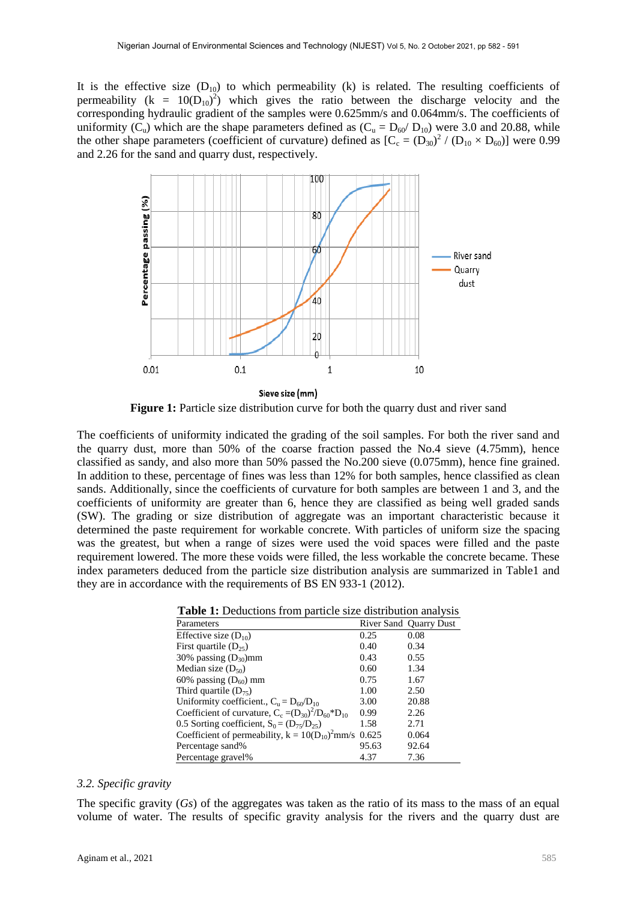It is the effective size ($D_{10}$) to which permeability (k) is related. The resulting coefficients of permeability ($k = 10(D_{10})^2$) which gives the ratio between the discharge velocity and the corresponding hydraulic gradient of the samples were 0.625mm/s and 0.064mm/s. The coefficients of uniformity ($C_u$) which are the shape parameters defined as ($C_u = D_{60}/ D_{10}$) were 3.0 and 20.88, while the other shape parameters (coefficient of curvature) defined as [$C_c = (D_{30})^2 / (D_{10} \times D_{60})$] were 0.99 and 2.26 for the sand and quarry dust, respectively.

**Figure 1:** Particle size distribution curve for both the quarry dust and river sand

The coefficients of uniformity indicated the grading of the soil samples. For both the river sand and the quarry dust, more than 50% of the coarse fraction passed the No.4 sieve (4.75mm), hence classified as sandy, and also more than 50% passed the No.200 sieve (0.075mm), hence fine grained. In addition to these, percentage of fines was less than 12% for both samples, hence classified as clean sands. Additionally, since the coefficients of curvature for both samples are between 1 and 3, and the coefficients of uniformity are greater than 6, hence they are classified as being well graded sands (SW). The grading or size distribution of aggregate was an important characteristic because it determined the paste requirement for workable concrete. With particles of uniform size the spacing was the greatest, but when a range of sizes were used the void spaces were filled and the paste requirement lowered. The more these voids were filled, the less workable the concrete became. These index parameters deduced from the particle size distribution analysis are summarized in Table1 and they are in accordance with the requirements of BS EN 933-1 (2012).

**Table 1:** Deductions from particle size distribution analysis

| Parameters | River Sand | Quarry Dust |
|---|---|---|
| Effective size ($D_{10}$) | 0.25 | 0.08 |
| First quartile ($D_{25}$) | 0.40 | 0.34 |
| 30% passing ($D_{30}$)mm | 0.43 | 0.55 |
| Median size ($D_{50}$) | 0.60 | 1.34 |
| 60% passing ($D_{60}$) mm | 0.75 | 1.67 |
| Third quartile ($D_{75}$) | 1.00 | 2.50 |
| Uniformity coefficient., $C_u = D_{60}/D_{10}$ | 3.00 | 20.88 |
| Coefficient of curvature, $C_c = (D_{30})^2/D_{60} * D_{10}$ | 0.99 | 2.26 |
| 0.5 Sorting coefficient, $S_0 = (D_{75}/D_{25})$ | 1.58 | 2.71 |
| Coefficient of permeability, $k = 10(D_{10})^2$mm/s | 0.625 | 0.064 |
| Percentage sand% | 95.63 | 92.64 |
| Percentage gravel% | 4.37 | 7.36 |

### *3.2. Specific gravity*

The specific gravity (*Gs*) of the aggregates was taken as the ratio of its mass to the mass of an equal volume of water. The results of specific gravity analysis for the rivers and the quarry dust are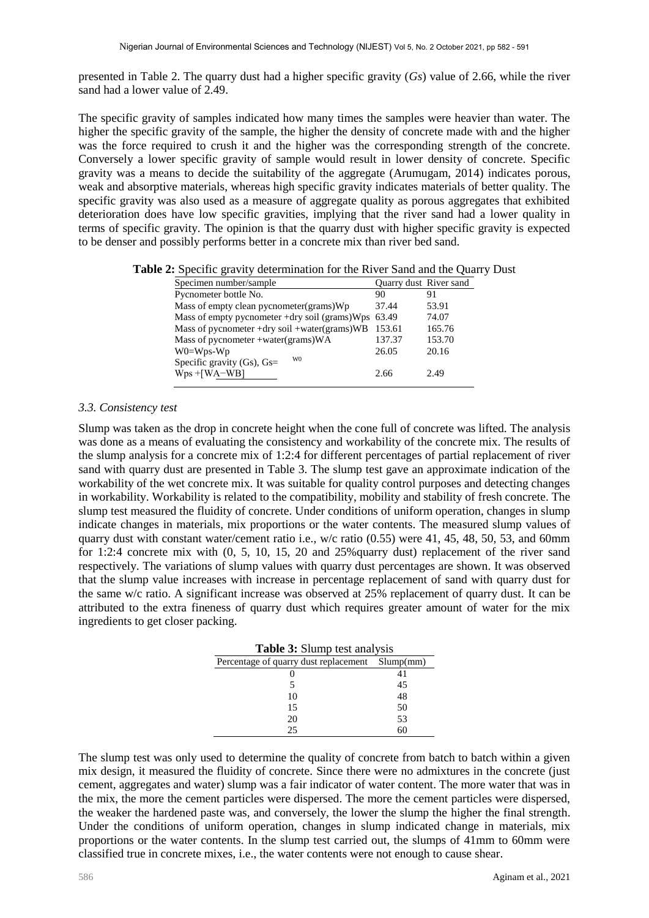presented in Table 2. The quarry dust had a higher specific gravity (*Gs*) value of 2.66, while the river sand had a lower value of 2.49.

The specific gravity of samples indicated how many times the samples were heavier than water. The higher the specific gravity of the sample, the higher the density of concrete made with and the higher was the force required to crush it and the higher was the corresponding strength of the concrete. Conversely a lower specific gravity of sample would result in lower density of concrete. Specific gravity was a means to decide the suitability of the aggregate (Arumugam, 2014) indicates porous, weak and absorptive materials, whereas high specific gravity indicates materials of better quality. The specific gravity was also used as a measure of aggregate quality as porous aggregates that exhibited deterioration does have low specific gravities, implying that the river sand had a lower quality in terms of specific gravity. The opinion is that the quarry dust with higher specific gravity is expected to be denser and possibly performs better in a concrete mix than river bed sand.

**Table 2:** Specific gravity determination for the River Sand and the Quarry Dust

| Specimen number/sample | Quarry dust | River sand |
|---|---|---|
| Pycnometer bottle No. | 90 | 91 |
| Mass of empty clean pycnometer(grams)Wp | 37.44 | 53.91 |
| Mass of empty pycnometer +dry soil (grams)Wps | 63.49 | 74.07 |
| Mass of pycnometer +dry soil +water(grams)WB | 153.61 | 165.76 |
| Mass of pycnometer +water(grams)WA | 137.37 | 153.70 |
| W0=Wps-Wp | 26.05 | 20.16 |
| Specific gravity (Gs), $Gs = \frac{W0}{Wps + [WA - WB]}$ | 2.66 | 2.49 |

*3.3. Consistency test*

Slump was taken as the drop in concrete height when the cone full of concrete was lifted. The analysis was done as a means of evaluating the consistency and workability of the concrete mix. The results of the slump analysis for a concrete mix of 1:2:4 for different percentages of partial replacement of river sand with quarry dust are presented in Table 3. The slump test gave an approximate indication of the workability of the wet concrete mix. It was suitable for quality control purposes and detecting changes in workability. Workability is related to the compatibility, mobility and stability of fresh concrete. The slump test measured the fluidity of concrete. Under conditions of uniform operation, changes in slump indicate changes in materials, mix proportions or the water contents. The measured slump values of quarry dust with constant water/cement ratio i.e., w/c ratio (0.55) were 41, 45, 48, 50, 53, and 60mm for 1:2:4 concrete mix with (0, 5, 10, 15, 20 and 25%quarry dust) replacement of the river sand respectively. The variations of slump values with quarry dust percentages are shown. It was observed that the slump value increases with increase in percentage replacement of sand with quarry dust for the same w/c ratio. A significant increase was observed at 25% replacement of quarry dust. It can be attributed to the extra fineness of quarry dust which requires greater amount of water for the mix ingredients to get closer packing.

**Table 3:** Slump test analysis

| Percentage of quarry dust replacement | Slump(mm) |
|---|---|
| 0 | 41 |
| 5 | 45 |
| 10 | 48 |
| 15 | 50 |
| 20 | 53 |
| 25 | 60 |

The slump test was only used to determine the quality of concrete from batch to batch within a given mix design, it measured the fluidity of concrete. Since there were no admixtures in the concrete (just cement, aggregates and water) slump was a fair indicator of water content. The more water that was in the mix, the more the cement particles were dispersed. The more the cement particles were dispersed, the weaker the hardened paste was, and conversely, the lower the slump the higher the final strength. Under the conditions of uniform operation, changes in slump indicated change in materials, mix proportions or the water contents. In the slump test carried out, the slumps of 41mm to 60mm were classified true in concrete mixes, i.e., the water contents were not enough to cause shear.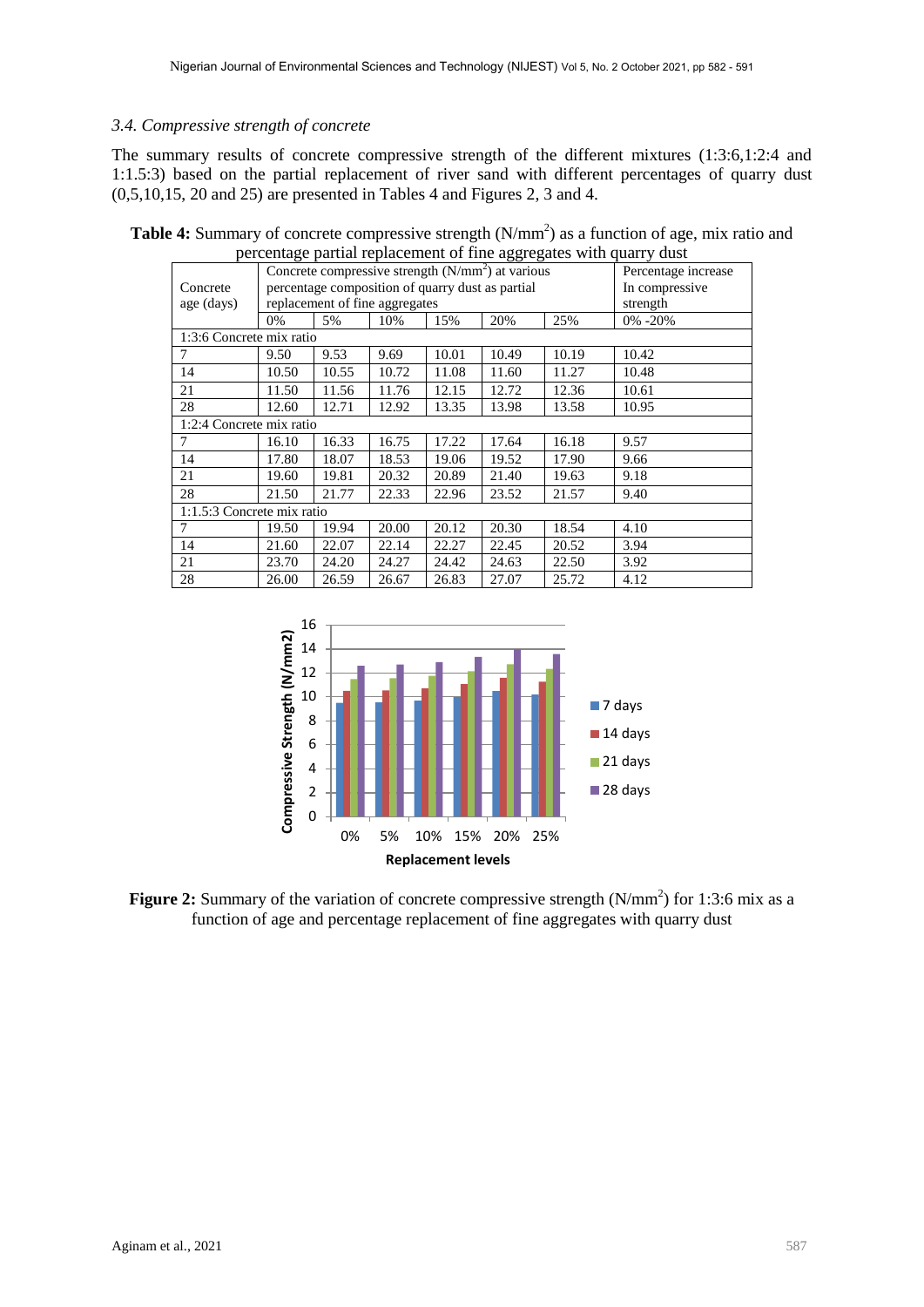### *3.4. Compressive strength of concrete*

The summary results of concrete compressive strength of the different mixtures (1:3:6,1:2:4 and 1:1.5:3) based on the partial replacement of river sand with different percentages of quarry dust (0,5,10,15, 20 and 25) are presented in Tables 4 and Figures 2, 3 and 4.

**Table 4:** Summary of concrete compressive strength (N/mm$^2$) as a function of age, mix ratio and percentage partial replacement of fine aggregates with quarry dust

| Concrete age (days) | Concrete compressive strength (N/mm$^2$) at various percentage composition of quarry dust as partial replacement of fine aggregates | | | | | | Percentage increase In compressive strength |
|---|---|---|---|---|---|---|---|
| | 0% | 5% | 10% | 15% | 20% | 25% | 0% -20% |
| 1:3:6 Concrete mix ratio | | | | | | | |
| 7 | 9.50 | 9.53 | 9.69 | 10.01 | 10.49 | 10.19 | 10.42 |
| 14 | 10.50 | 10.55 | 10.72 | 11.08 | 11.60 | 11.27 | 10.48 |
| 21 | 11.50 | 11.56 | 11.76 | 12.15 | 12.72 | 12.36 | 10.61 |
| 28 | 12.60 | 12.71 | 12.92 | 13.35 | 13.98 | 13.58 | 10.95 |
| 1:2:4 Concrete mix ratio | | | | | | | |
| 7 | 16.10 | 16.33 | 16.75 | 17.22 | 17.64 | 16.18 | 9.57 |
| 14 | 17.80 | 18.07 | 18.53 | 19.06 | 19.52 | 17.90 | 9.66 |
| 21 | 19.60 | 19.81 | 20.32 | 20.89 | 21.40 | 19.63 | 9.18 |
| 28 | 21.50 | 21.77 | 22.33 | 22.96 | 23.52 | 21.57 | 9.40 |
| 1:1.5:3 Concrete mix ratio | | | | | | | |
| 7 | 19.50 | 19.94 | 20.00 | 20.12 | 20.30 | 18.54 | 4.10 |
| 14 | 21.60 | 22.07 | 22.14 | 22.27 | 22.45 | 20.52 | 3.94 |
| 21 | 23.70 | 24.20 | 24.27 | 24.42 | 24.63 | 22.50 | 3.92 |
| 28 | 26.00 | 26.59 | 26.67 | 26.83 | 27.07 | 25.72 | 4.12 |

**Figure 2:** Summary of the variation of concrete compressive strength (N/mm$^2$) for 1:3:6 mix as a function of age and percentage replacement of fine aggregates with quarry dust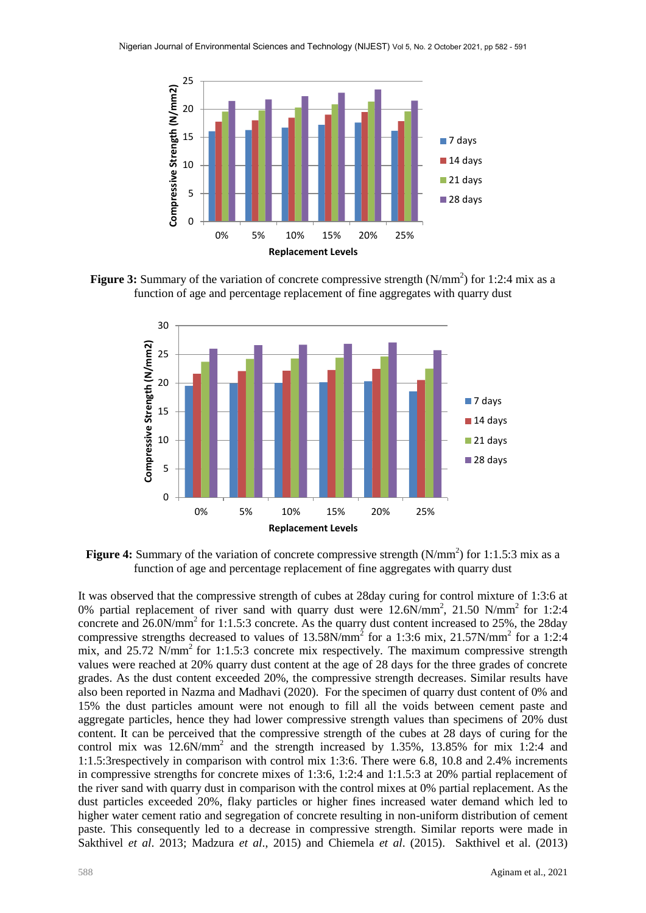**Figure 3:** Summary of the variation of concrete compressive strength (N/mm$^2$) for 1:2:4 mix as a function of age and percentage replacement of fine aggregates with quarry dust

**Figure 4:** Summary of the variation of concrete compressive strength (N/mm$^2$) for 1:1.5:3 mix as a function of age and percentage replacement of fine aggregates with quarry dust

It was observed that the compressive strength of cubes at 28day curing for control mixture of 1:3:6 at 0% partial replacement of river sand with quarry dust were 12.6N/mm$^2$, 21.50 N/mm$^2$ for 1:2:4 concrete and 26.0N/mm$^2$ for 1:1.5:3 concrete. As the quarry dust content increased to 25%, the 28day compressive strengths decreased to values of 13.58N/mm$^2$ for a 1:3:6 mix, 21.57N/mm$^2$ for a 1:2:4 mix, and 25.72 N/mm$^2$ for 1:1.5:3 concrete mix respectively. The maximum compressive strength values were reached at 20% quarry dust content at the age of 28 days for the three grades of concrete grades. As the dust content exceeded 20%, the compressive strength decreases. Similar results have also been reported in Nazma and Madhavi (2020). For the specimen of quarry dust content of 0% and 15% the dust particles amount were not enough to fill all the voids between cement paste and aggregate particles, hence they had lower compressive strength values than specimens of 20% dust content. It can be perceived that the compressive strength of the cubes at 28 days of curing for the control mix was 12.6N/mm$^2$ and the strength increased by 1.35%, 13.85% for mix 1:2:4 and 1:1.5:3respectively in comparison with control mix 1:3:6. There were 6.8, 10.8 and 2.4% increments in compressive strengths for concrete mixes of 1:3:6, 1:2:4 and 1:1.5:3 at 20% partial replacement of the river sand with quarry dust in comparison with the control mixes at 0% partial replacement. As the dust particles exceeded 20%, flaky particles or higher fines increased water demand which led to higher water cement ratio and segregation of concrete resulting in non-uniform distribution of cement paste. This consequently led to a decrease in compressive strength. Similar reports were made in Sakthivel *et al*. 2013; Madzura *et al*., 2015) and Chiemela *et al*. (2015). Sakthivel et al. (2013)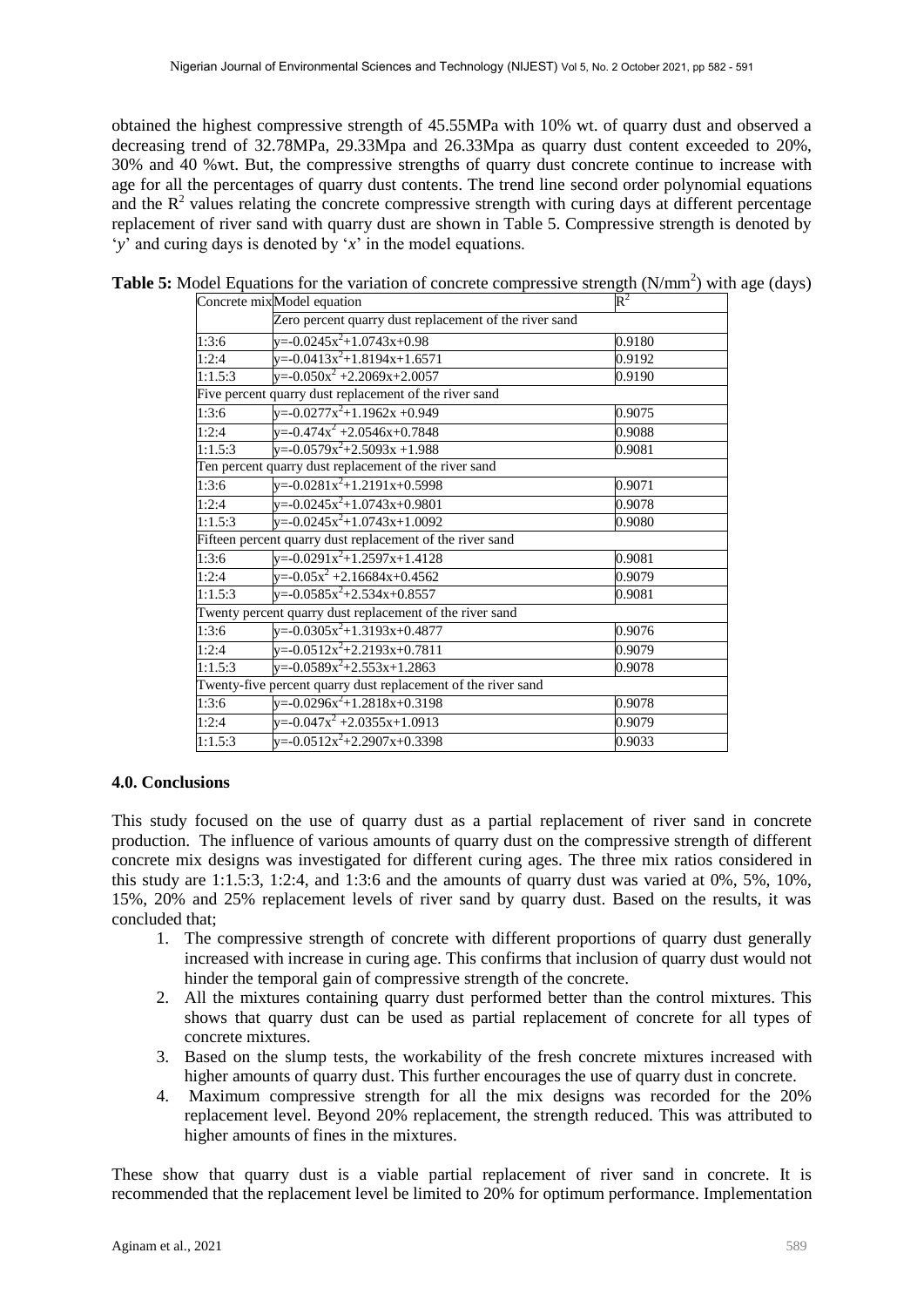obtained the highest compressive strength of 45.55MPa with 10% wt. of quarry dust and observed a decreasing trend of 32.78MPa, 29.33Mpa and 26.33Mpa as quarry dust content exceeded to 20%, 30% and 40 %wt. But, the compressive strengths of quarry dust concrete continue to increase with age for all the percentages of quarry dust contents. The trend line second order polynomial equations and the $R^2$ values relating the concrete compressive strength with curing days at different percentage replacement of river sand with quarry dust are shown in Table 5. Compressive strength is denoted by '*y*' and curing days is denoted by '*x*' in the model equations.

**Table 5:** Model Equations for the variation of concrete compressive strength ($N/mm^2$) with age (days)

| Concrete mix | Model equation | $R^2$ |
|---|---|---|
| | Zero percent quarry dust replacement of the river sand | |
| 1:3:6 | $y=-0.0245x^2+1.0743x+0.98$ | 0.9180 |
| 1:2:4 | $y=-0.0413x^2+1.8194x+1.6571$ | 0.9192 |
| 1:1.5:3 | $y=-0.050x^2+2.2069x+2.0057$ | 0.9190 |
| Five percent quarry dust replacement of the river sand | | |
| 1:3:6 | $y=-0.0277x^2+1.1962x+0.949$ | 0.9075 |
| 1:2:4 | $y=-0.474x^2+2.0546x+0.7848$ | 0.9088 |
| 1:1.5:3 | $y=-0.0579x^2+2.5093x+1.988$ | 0.9081 |
| Ten percent quarry dust replacement of the river sand | | |
| 1:3:6 | $y=-0.0281x^2+1.2191x+0.5998$ | 0.9071 |
| 1:2:4 | $y=-0.0245x^2+1.0743x+0.9801$ | 0.9078 |
| 1:1.5:3 | $y=-0.0245x^2+1.0743x+1.0092$ | 0.9080 |
| Fifteen percent quarry dust replacement of the river sand | | |
| 1:3:6 | $y=-0.0291x^2+1.2597x+1.4128$ | 0.9081 |
| 1:2:4 | $y=-0.05x^2+2.16684x+0.4562$ | 0.9079 |
| 1:1.5:3 | $y=-0.0585x^2+2.534x+0.8557$ | 0.9081 |
| Twenty percent quarry dust replacement of the river sand | | |
| 1:3:6 | $y=-0.0305x^2+1.3193x+0.4877$ | 0.9076 |
| 1:2:4 | $y=-0.0512x^2+2.2193x+0.7811$ | 0.9079 |
| 1:1.5:3 | $y=-0.0589x^2+2.553x+1.2863$ | 0.9078 |
| Twenty-five percent quarry dust replacement of the river sand | | |
| 1:3:6 | $y=-0.0296x^2+1.2818x+0.3198$ | 0.9078 |
| 1:2:4 | $y=-0.047x^2+2.0355x+1.0913$ | 0.9079 |
| 1:1.5:3 | $y=-0.0512x^2+2.2907x+0.3398$ | 0.9033 |

## 4.0. Conclusions

This study focused on the use of quarry dust as a partial replacement of river sand in concrete production. The influence of various amounts of quarry dust on the compressive strength of different concrete mix designs was investigated for different curing ages. The three mix ratios considered in this study are 1:1.5:3, 1:2:4, and 1:3:6 and the amounts of quarry dust was varied at 0%, 5%, 10%, 15%, 20% and 25% replacement levels of river sand by quarry dust. Based on the results, it was concluded that;

1. The compressive strength of concrete with different proportions of quarry dust generally increased with increase in curing age. This confirms that inclusion of quarry dust would not hinder the temporal gain of compressive strength of the concrete.
2. All the mixtures containing quarry dust performed better than the control mixtures. This shows that quarry dust can be used as partial replacement of concrete for all types of concrete mixtures.
3. Based on the slump tests, the workability of the fresh concrete mixtures increased with higher amounts of quarry dust. This further encourages the use of quarry dust in concrete.
4. Maximum compressive strength for all the mix designs was recorded for the 20% replacement level. Beyond 20% replacement, the strength reduced. This was attributed to higher amounts of fines in the mixtures.

These show that quarry dust is a viable partial replacement of river sand in concrete. It is recommended that the replacement level be limited to 20% for optimum performance. Implementation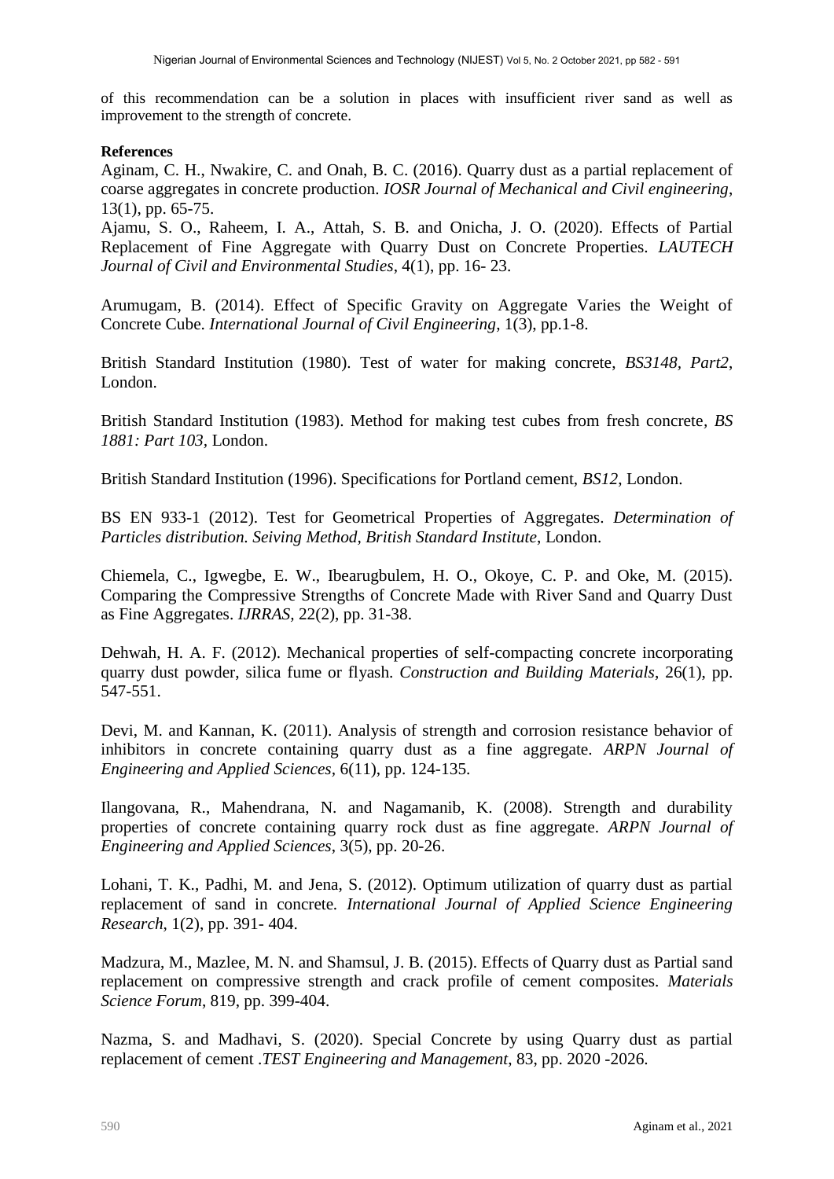of this recommendation can be a solution in places with insufficient river sand as well as improvement to the strength of concrete.

**References**

Aginam, C. H., Nwakire, C. and Onah, B. C. (2016). Quarry dust as a partial replacement of coarse aggregates in concrete production. *IOSR Journal of Mechanical and Civil engineering*, 13(1), pp. 65-75.

Ajamu, S. O., Raheem, I. A., Attah, S. B. and Onicha, J. O. (2020). Effects of Partial Replacement of Fine Aggregate with Quarry Dust on Concrete Properties. *LAUTECH Journal of Civil and Environmental Studies*, 4(1), pp. 16- 23.

Arumugam, B. (2014). Effect of Specific Gravity on Aggregate Varies the Weight of Concrete Cube. *International Journal of Civil Engineering*, 1(3), pp.1-8.

British Standard Institution (1980). Test of water for making concrete, *BS3148, Part2*, London.

British Standard Institution (1983). Method for making test cubes from fresh concrete, *BS 1881: Part 103*, London.

British Standard Institution (1996). Specifications for Portland cement, *BS12*, London.

BS EN 933-1 (2012). Test for Geometrical Properties of Aggregates. *Determination of Particles distribution. Seiving Method, British Standard Institute*, London.

Chiemela, C., Igwegbe, E. W., Ibearugbulem, H. O., Okoye, C. P. and Oke, M. (2015). Comparing the Compressive Strengths of Concrete Made with River Sand and Quarry Dust as Fine Aggregates. *IJRRAS*, 22(2), pp. 31-38.

Dehwah, H. A. F. (2012). Mechanical properties of self-compacting concrete incorporating quarry dust powder, silica fume or flyash. *Construction and Building Materials*, 26(1), pp. 547-551.

Devi, M. and Kannan, K. (2011). Analysis of strength and corrosion resistance behavior of inhibitors in concrete containing quarry dust as a fine aggregate. *ARPN Journal of Engineering and Applied Sciences*, 6(11), pp. 124-135.

Ilangovana, R., Mahendrana, N. and Nagamanib, K. (2008). Strength and durability properties of concrete containing quarry rock dust as fine aggregate. *ARPN Journal of Engineering and Applied Sciences*, 3(5), pp. 20-26.

Lohani, T. K., Padhi, M. and Jena, S. (2012). Optimum utilization of quarry dust as partial replacement of sand in concrete. *International Journal of Applied Science Engineering Research*, 1(2), pp. 391- 404.

Madzura, M., Mazlee, M. N. and Shamsul, J. B. (2015). Effects of Quarry dust as Partial sand replacement on compressive strength and crack profile of cement composites. *Materials Science Forum*, 819, pp. 399-404.

Nazma, S. and Madhavi, S. (2020). Special Concrete by using Quarry dust as partial replacement of cement .*TEST Engineering and Management*, 83, pp. 2020 -2026.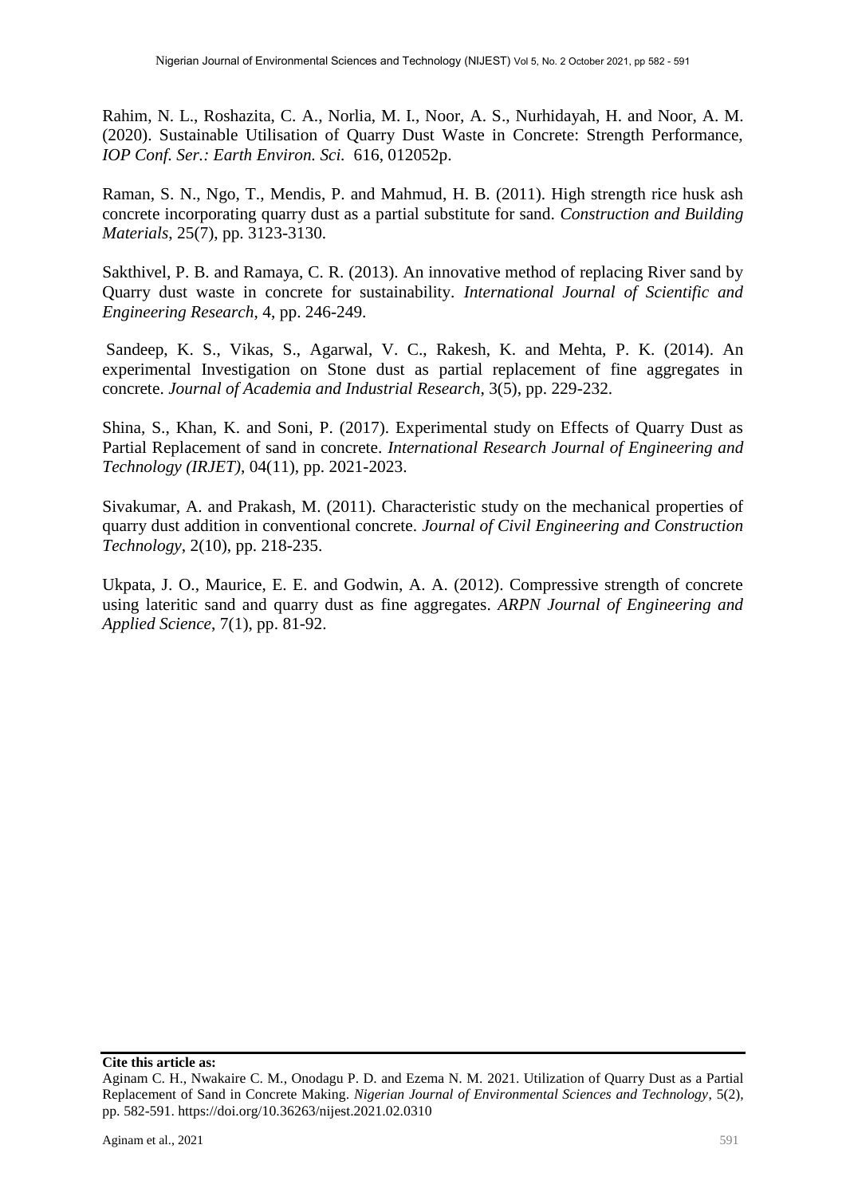Rahim, N. L., Roshazita, C. A., Norlia, M. I., Noor, A. S., Nurhidayah, H. and Noor, A. M. (2020). Sustainable Utilisation of Quarry Dust Waste in Concrete: Strength Performance, *IOP Conf. Ser.: Earth Environ. Sci.* 616, 012052p.

Raman, S. N., Ngo, T., Mendis, P. and Mahmud, H. B. (2011). High strength rice husk ash concrete incorporating quarry dust as a partial substitute for sand. *Construction and Building Materials*, 25(7), pp. 3123-3130.

Sakthivel, P. B. and Ramaya, C. R. (2013). An innovative method of replacing River sand by Quarry dust waste in concrete for sustainability. *International Journal of Scientific and Engineering Research*, 4, pp. 246-249.

Sandeep, K. S., Vikas, S., Agarwal, V. C., Rakesh, K. and Mehta, P. K. (2014). An experimental Investigation on Stone dust as partial replacement of fine aggregates in concrete. *Journal of Academia and Industrial Research*, 3(5), pp. 229-232.

Shina, S., Khan, K. and Soni, P. (2017). Experimental study on Effects of Quarry Dust as Partial Replacement of sand in concrete. *International Research Journal of Engineering and Technology (IRJET)*, 04(11), pp. 2021-2023.

Sivakumar, A. and Prakash, M. (2011). Characteristic study on the mechanical properties of quarry dust addition in conventional concrete. *Journal of Civil Engineering and Construction Technology*, 2(10), pp. 218-235.

Ukpata, J. O., Maurice, E. E. and Godwin, A. A. (2012). Compressive strength of concrete using lateritic sand and quarry dust as fine aggregates. *ARPN Journal of Engineering and Applied Science*, 7(1), pp. 81-92.

**Cite this article as:**

Aginam C. H., Nwakaire C. M., Onodagu P. D. and Ezema N. M. 2021. Utilization of Quarry Dust as a Partial Replacement of Sand in Concrete Making. *Nigerian Journal of Environmental Sciences and Technology*, 5(2), pp. 582-591. https://doi.org/10.36263/nijest.2021.02.0310